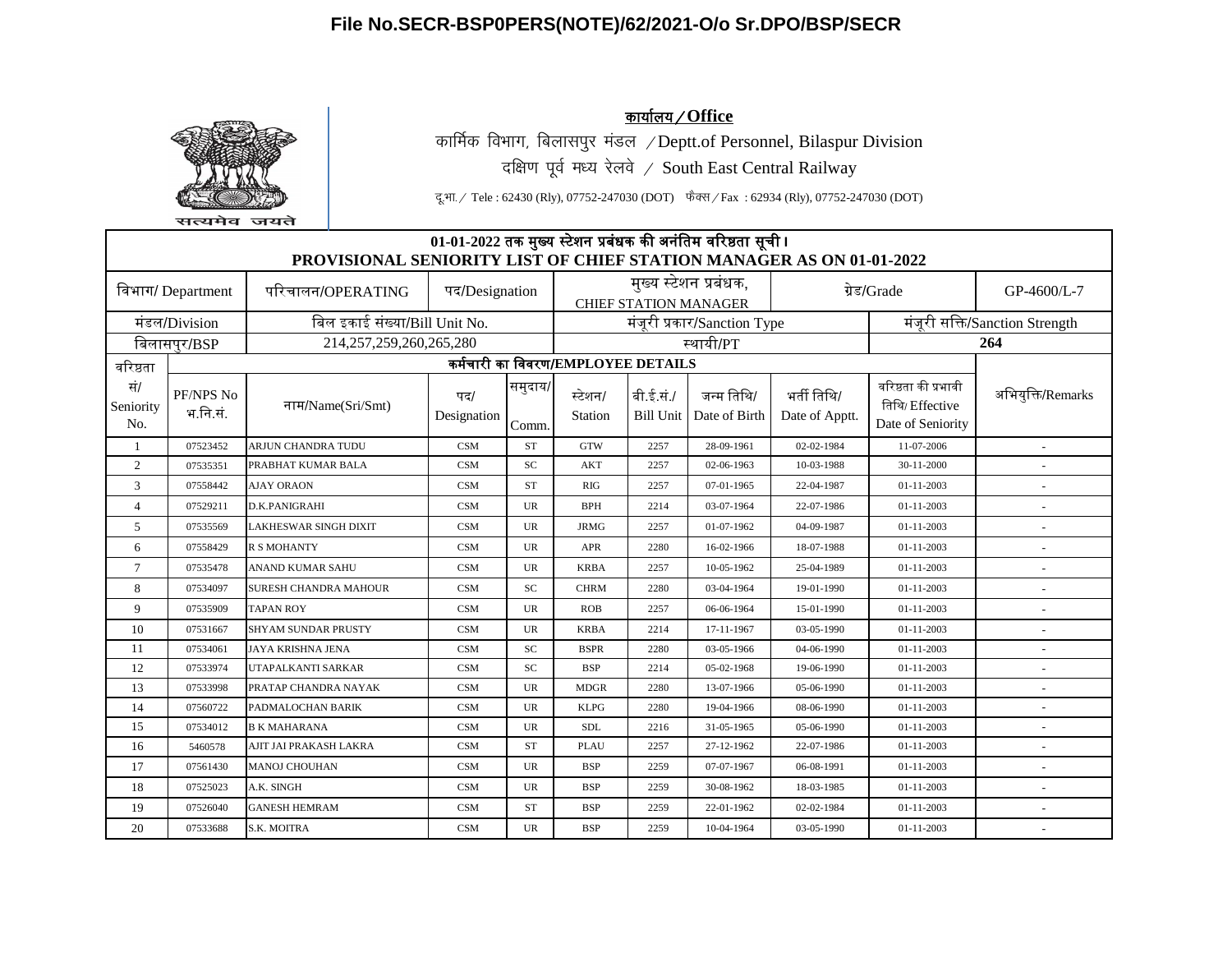**File No.SECR-BSP0PERS(NOTE)/62/2021-O/o Sr.DPO/BSP/SECR**

सत्यमेव जयते

**कार्यालय / Office**

कार्मिक विभाग, बिलासपुर मंडल / Deptt.of Personnel, Bilaspur Division

दक्षिण पूर्व मध्य रेलवे / South East Central Railway

दू.भा. / Tele : 62430 (Rly), 07752-247030 (DOT) फैक्स / Fax : 62934 (Rly), 07752-247030 (DOT)

## 01-01-2022 तक मुख्य स्टेशन प्रबंधक की अनंतिम वरिष्ठता सूची।
## PROVISIONAL SENIORITY LIST OF CHIEF STATION MANAGER AS ON 01-01-2022

| विभाग/ Department | परिचालन/OPERATING | पद/Designation | मुख्य स्टेशन प्रबंधक, CHIEF STATION MANAGER | ग्रेड/Grade | GP-4600/L-7 |
|---|---|---|---|---|---|
| मंडल/Division | बिल इकाई संख्या/Bill Unit No. | | मंजूरी प्रकार/Sanction Type | | मंजूरी सक्ति/Sanction Strength |
| बिलासपुर/BSP | 214,257,259,260,265,280 | | स्थायी/PT | | 264 |

| वरिष्ठता सं/ Seniority No. | PF/NPS No भ.नि.सं. | नाम/Name(Sri/Smt) | पद/ Designation | समुदाय/ Comm. | स्टेशन/ Station | बी.ई.सं./ Bill Unit | जन्म तिथि/ Date of Birth | भर्ती तिथि/ Date of Apptt. | वरिष्ठता की प्रभावी तिथि/ Effective Date of Seniority | अभियुक्ति/Remarks |
|---|---|---|---|---|---|---|---|---|---|---|
| 1 | 07523452 | ARJUN CHANDRA TUDU | CSM | ST | GTW | 2257 | 28-09-1961 | 02-02-1984 | 11-07-2006 | - |
| 2 | 07535351 | PRABHAT KUMAR BALA | CSM | SC | AKT | 2257 | 02-06-1963 | 10-03-1988 | 30-11-2000 | - |
| 3 | 07558442 | AJAY ORAON | CSM | ST | RIG | 2257 | 07-01-1965 | 22-04-1987 | 01-11-2003 | - |
| 4 | 07529211 | D.K.PANIGRAHI | CSM | UR | BPH | 2214 | 03-07-1964 | 22-07-1986 | 01-11-2003 | - |
| 5 | 07535569 | LAKHESWAR SINGH DIXIT | CSM | UR | JRMG | 2257 | 01-07-1962 | 04-09-1987 | 01-11-2003 | - |
| 6 | 07558429 | R S MOHANTY | CSM | UR | APR | 2280 | 16-02-1966 | 18-07-1988 | 01-11-2003 | - |
| 7 | 07535478 | ANAND KUMAR SAHU | CSM | UR | KRBA | 2257 | 10-05-1962 | 25-04-1989 | 01-11-2003 | - |
| 8 | 07534097 | SURESH CHANDRA MAHOUR | CSM | SC | CHRM | 2280 | 03-04-1964 | 19-01-1990 | 01-11-2003 | - |
| 9 | 07535909 | TAPAN ROY | CSM | UR | ROB | 2257 | 06-06-1964 | 15-01-1990 | 01-11-2003 | - |
| 10 | 07531667 | SHYAM SUNDAR PRUSTY | CSM | UR | KRBA | 2214 | 17-11-1967 | 03-05-1990 | 01-11-2003 | - |
| 11 | 07534061 | JAYA KRISHNA JENA | CSM | SC | BSPR | 2280 | 03-05-1966 | 04-06-1990 | 01-11-2003 | - |
| 12 | 07533974 | UTAPALKANTI SARKAR | CSM | SC | BSP | 2214 | 05-02-1968 | 19-06-1990 | 01-11-2003 | - |
| 13 | 07533998 | PRATAP CHANDRA NAYAK | CSM | UR | MDGR | 2280 | 13-07-1966 | 05-06-1990 | 01-11-2003 | - |
| 14 | 07560722 | PADMALOCHAN BARIK | CSM | UR | KLPG | 2280 | 19-04-1966 | 08-06-1990 | 01-11-2003 | - |
| 15 | 07534012 | B K MAHARANA | CSM | UR | SDL | 2216 | 31-05-1965 | 05-06-1990 | 01-11-2003 | - |
| 16 | 5460578 | AJIT JAI PRAKASH LAKRA | CSM | ST | PLAU | 2257 | 27-12-1962 | 22-07-1986 | 01-11-2003 | - |
| 17 | 07561430 | MANOJ CHOUHAN | CSM | UR | BSP | 2259 | 07-07-1967 | 06-08-1991 | 01-11-2003 | - |
| 18 | 07525023 | A.K. SINGH | CSM | UR | BSP | 2259 | 30-08-1962 | 18-03-1985 | 01-11-2003 | - |
| 19 | 07526040 | GANESH HEMRAM | CSM | ST | BSP | 2259 | 22-01-1962 | 02-02-1984 | 01-11-2003 | - |
| 20 | 07533688 | S.K. MOITRA | CSM | UR | BSP | 2259 | 10-04-1964 | 03-05-1990 | 01-11-2003 | - |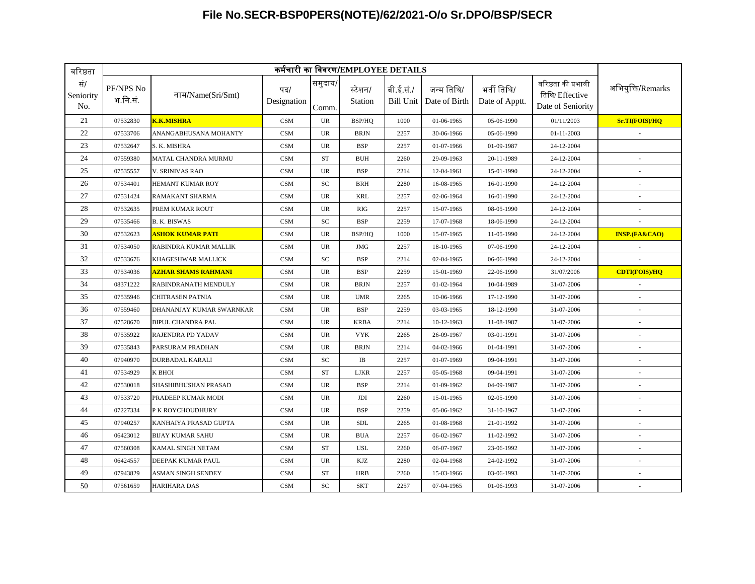# File No.SECR-BSP0PERS(NOTE)/62/2021-O/o Sr.DPO/BSP/SECR

| वरिष्ठता सं/ Seniority No. | कर्मचारी का विवरण/EMPLOYEE DETAILS | | | | | | | | | अभियुक्ति/Remarks |
|---|---|---|---|---|---|---|---|---|---|---|
| | PF/NPS No भ.नि.सं. | नाम/Name(Sri/Smt) | पद/ Designation | समुदाय/ Comm. | स्टेशन/ Station | बी.ई.सं./ Bill Unit | जन्म तिथि/ Date of Birth | भर्ती तिथि/ Date of Apptt. | वरिष्ठता की प्रभावी तिथि/ Effective Date of Seniority | |
| 21 | 07532830 | **K.K.MISHRA** | CSM | UR | BSP/HQ | 1000 | 01-06-1965 | 05-06-1990 | 01/11/2003 | **Sr.TI(FOIS)/HQ** |
| 22 | 07533706 | ANANGABHUSANA MOHANTY | CSM | UR | BRJN | 2257 | 30-06-1966 | 05-06-1990 | 01-11-2003 | - |
| 23 | 07532647 | S. K. MISHRA | CSM | UR | BSP | 2257 | 01-07-1966 | 01-09-1987 | 24-12-2004 | |
| 24 | 07559380 | MATAL CHANDRA MURMU | CSM | ST | BUH | 2260 | 29-09-1963 | 20-11-1989 | 24-12-2004 | - |
| 25 | 07535557 | V. SRINIVAS RAO | CSM | UR | BSP | 2214 | 12-04-1961 | 15-01-1990 | 24-12-2004 | - |
| 26 | 07534401 | HEMANT KUMAR ROY | CSM | SC | BRH | 2280 | 16-08-1965 | 16-01-1990 | 24-12-2004 | - |
| 27 | 07531424 | RAMAKANT SHARMA | CSM | UR | KRL | 2257 | 02-06-1964 | 16-01-1990 | 24-12-2004 | - |
| 28 | 07532635 | PREM KUMAR ROUT | CSM | UR | RIG | 2257 | 15-07-1965 | 08-05-1990 | 24-12-2004 | - |
| 29 | 07535466 | B. K. BISWAS | CSM | SC | BSP | 2259 | 17-07-1968 | 18-06-1990 | 24-12-2004 | - |
| 30 | 07532623 | **ASHOK KUMAR PATI** | CSM | UR | BSP/HQ | 1000 | 15-07-1965 | 11-05-1990 | 24-12-2004 | **INSP.(FA&CAO)** |
| 31 | 07534050 | RABINDRA KUMAR MALLIK | CSM | UR | JMG | 2257 | 18-10-1965 | 07-06-1990 | 24-12-2004 | - |
| 32 | 07533676 | KHAGESHWAR MALLICK | CSM | SC | BSP | 2214 | 02-04-1965 | 06-06-1990 | 24-12-2004 | - |
| 33 | 07534036 | **AZHAR SHAMS RAHMANI** | CSM | UR | BSP | 2259 | 15-01-1969 | 22-06-1990 | 31/07/2006 | **CDTI(FOIS)/HQ** |
| 34 | 08371222 | RABINDRANATH MENDULY | CSM | UR | BRJN | 2257 | 01-02-1964 | 10-04-1989 | 31-07-2006 | - |
| 35 | 07535946 | CHITRASEN PATNIA | CSM | UR | UMR | 2265 | 10-06-1966 | 17-12-1990 | 31-07-2006 | - |
| 36 | 07559460 | DHANANJAY KUMAR SWARNKAR | CSM | UR | BSP | 2259 | 03-03-1965 | 18-12-1990 | 31-07-2006 | - |
| 37 | 07528670 | BIPUL CHANDRA PAL | CSM | UR | KRBA | 2214 | 10-12-1963 | 11-08-1987 | 31-07-2006 | - |
| 38 | 07535922 | RAJENDRA PD YADAV | CSM | UR | VYK | 2265 | 26-09-1967 | 03-01-1991 | 31-07-2006 | - |
| 39 | 07535843 | PARSURAM PRADHAN | CSM | UR | BRJN | 2214 | 04-02-1966 | 01-04-1991 | 31-07-2006 | - |
| 40 | 07940970 | DURBADAL KARALI | CSM | SC | IB | 2257 | 01-07-1969 | 09-04-1991 | 31-07-2006 | - |
| 41 | 07534929 | K BHOI | CSM | ST | LJKR | 2257 | 05-05-1968 | 09-04-1991 | 31-07-2006 | - |
| 42 | 07530018 | SHASHIBHUSHAN PRASAD | CSM | UR | BSP | 2214 | 01-09-1962 | 04-09-1987 | 31-07-2006 | - |
| 43 | 07533720 | PRADEEP KUMAR MODI | CSM | UR | JDI | 2260 | 15-01-1965 | 02-05-1990 | 31-07-2006 | - |
| 44 | 07227334 | P K ROYCHOUDHURY | CSM | UR | BSP | 2259 | 05-06-1962 | 31-10-1967 | 31-07-2006 | - |
| 45 | 07940257 | KANHAIYA PRASAD GUPTA | CSM | UR | SDL | 2265 | 01-08-1968 | 21-01-1992 | 31-07-2006 | - |
| 46 | 06423012 | BIJAY KUMAR SAHU | CSM | UR | BUA | 2257 | 06-02-1967 | 11-02-1992 | 31-07-2006 | - |
| 47 | 07560308 | KAMAL SINGH NETAM | CSM | ST | USL | 2260 | 06-07-1967 | 23-06-1992 | 31-07-2006 | - |
| 48 | 06424557 | DEEPAK KUMAR PAUL | CSM | UR | KJZ | 2280 | 02-04-1968 | 24-02-1992 | 31-07-2006 | - |
| 49 | 07943829 | ASMAN SINGH SENDEY | CSM | ST | HRB | 2260 | 15-03-1966 | 03-06-1993 | 31-07-2006 | - |
| 50 | 07561659 | HARIHARA DAS | CSM | SC | SKT | 2257 | 07-04-1965 | 01-06-1993 | 31-07-2006 | - |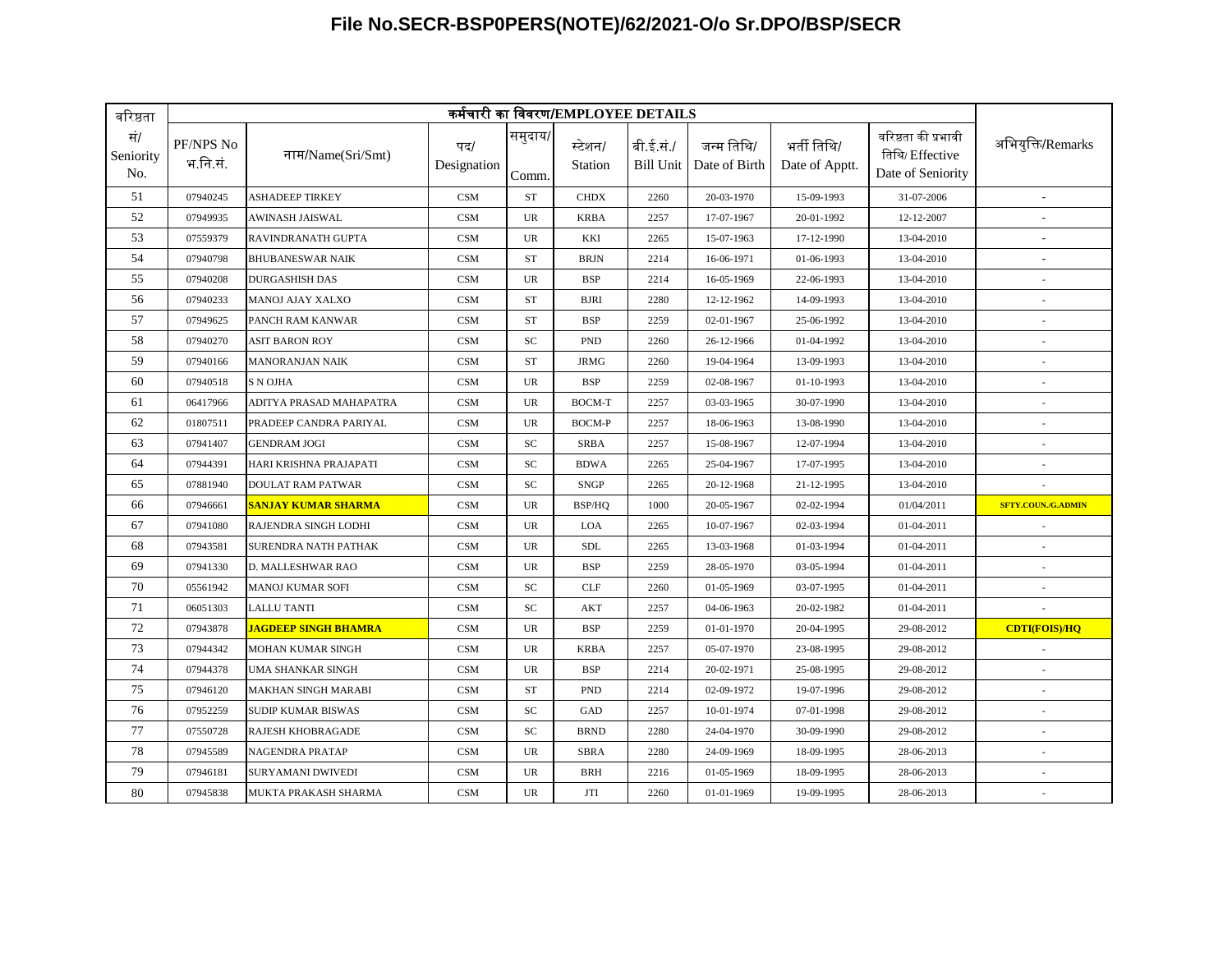# File No.SECR-BSP0PERS(NOTE)/62/2021-O/o Sr.DPO/BSP/SECR

| वरिष्ठता | कर्मचारी का विवरण/EMPLOYEE DETAILS | | | | | | | | | |
|---|---|---|---|---|---|---|---|---|---|---|
| सं/ Seniority No. | PF/NPS No भ.नि.सं. | नाम/Name(Sri/Smt) | पद/ Designation | समुदाय/ Comm. | स्टेशन/ Station | बी.ई.सं./ Bill Unit | जन्म तिथि/ Date of Birth | भर्ती तिथि/ Date of Apptt. | वरिष्ठता की प्रभावी तिथि/ Effective Date of Seniority | अभियुक्ति/Remarks |
| 51 | 07940245 | ASHADEEP TIRKEY | CSM | ST | CHDX | 2260 | 20-03-1970 | 15-09-1993 | 31-07-2006 | - |
| 52 | 07949935 | AWINASH JAISWAL | CSM | UR | KRBA | 2257 | 17-07-1967 | 20-01-1992 | 12-12-2007 | - |
| 53 | 07559379 | RAVINDRANATH GUPTA | CSM | UR | KKI | 2265 | 15-07-1963 | 17-12-1990 | 13-04-2010 | - |
| 54 | 07940798 | BHUBANESWAR NAIK | CSM | ST | BRJN | 2214 | 16-06-1971 | 01-06-1993 | 13-04-2010 | - |
| 55 | 07940208 | DURGASHISH DAS | CSM | UR | BSP | 2214 | 16-05-1969 | 22-06-1993 | 13-04-2010 | - |
| 56 | 07940233 | MANOJ AJAY XALXO | CSM | ST | BJRI | 2280 | 12-12-1962 | 14-09-1993 | 13-04-2010 | - |
| 57 | 07949625 | PANCH RAM KANWAR | CSM | ST | BSP | 2259 | 02-01-1967 | 25-06-1992 | 13-04-2010 | - |
| 58 | 07940270 | ASIT BARON ROY | CSM | SC | PND | 2260 | 26-12-1966 | 01-04-1992 | 13-04-2010 | - |
| 59 | 07940166 | MANORANJAN NAIK | CSM | ST | JRMG | 2260 | 19-04-1964 | 13-09-1993 | 13-04-2010 | - |
| 60 | 07940518 | S N OJHA | CSM | UR | BSP | 2259 | 02-08-1967 | 01-10-1993 | 13-04-2010 | - |
| 61 | 06417966 | ADITYA PRASAD MAHAPATRA | CSM | UR | BOCM-T | 2257 | 03-03-1965 | 30-07-1990 | 13-04-2010 | - |
| 62 | 01807511 | PRADEEP CANDRA PARIYAL | CSM | UR | BOCM-P | 2257 | 18-06-1963 | 13-08-1990 | 13-04-2010 | - |
| 63 | 07941407 | GENDRAM JOGI | CSM | SC | SRBA | 2257 | 15-08-1967 | 12-07-1994 | 13-04-2010 | - |
| 64 | 07944391 | HARI KRISHNA PRAJAPATI | CSM | SC | BDWA | 2265 | 25-04-1967 | 17-07-1995 | 13-04-2010 | - |
| 65 | 07881940 | DOULAT RAM PATWAR | CSM | SC | SNGP | 2265 | 20-12-1968 | 21-12-1995 | 13-04-2010 | - |
| 66 | 07946661 | **SANJAY KUMAR SHARMA** | CSM | UR | BSP/HQ | 1000 | 20-05-1967 | 02-02-1994 | 01/04/2011 | **SFTY.COUN./G.ADMIN** |
| 67 | 07941080 | RAJENDRA SINGH LODHI | CSM | UR | LOA | 2265 | 10-07-1967 | 02-03-1994 | 01-04-2011 | - |
| 68 | 07943581 | SURENDRA NATH PATHAK | CSM | UR | SDL | 2265 | 13-03-1968 | 01-03-1994 | 01-04-2011 | - |
| 69 | 07941330 | D. MALLESHWAR RAO | CSM | UR | BSP | 2259 | 28-05-1970 | 03-05-1994 | 01-04-2011 | - |
| 70 | 05561942 | MANOJ KUMAR SOFI | CSM | SC | CLF | 2260 | 01-05-1969 | 03-07-1995 | 01-04-2011 | - |
| 71 | 06051303 | LALLU TANTI | CSM | SC | AKT | 2257 | 04-06-1963 | 20-02-1982 | 01-04-2011 | - |
| 72 | 07943878 | **JAGDEEP SINGH BHAMRA** | CSM | UR | BSP | 2259 | 01-01-1970 | 20-04-1995 | 29-08-2012 | **CDTI(FOIS)/HQ** |
| 73 | 07944342 | MOHAN KUMAR SINGH | CSM | UR | KRBA | 2257 | 05-07-1970 | 23-08-1995 | 29-08-2012 | - |
| 74 | 07944378 | UMA SHANKAR SINGH | CSM | UR | BSP | 2214 | 20-02-1971 | 25-08-1995 | 29-08-2012 | - |
| 75 | 07946120 | MAKHAN SINGH MARABI | CSM | ST | PND | 2214 | 02-09-1972 | 19-07-1996 | 29-08-2012 | - |
| 76 | 07952259 | SUDIP KUMAR BISWAS | CSM | SC | GAD | 2257 | 10-01-1974 | 07-01-1998 | 29-08-2012 | - |
| 77 | 07550728 | RAJESH KHOBRAGADE | CSM | SC | BRND | 2280 | 24-04-1970 | 30-09-1990 | 29-08-2012 | - |
| 78 | 07945589 | NAGENDRA PRATAP | CSM | UR | SBRA | 2280 | 24-09-1969 | 18-09-1995 | 28-06-2013 | - |
| 79 | 07946181 | SURYAMANI DWIVEDI | CSM | UR | BRH | 2216 | 01-05-1969 | 18-09-1995 | 28-06-2013 | - |
| 80 | 07945838 | MUKTA PRAKASH SHARMA | CSM | UR | JTI | 2260 | 01-01-1969 | 19-09-1995 | 28-06-2013 | - |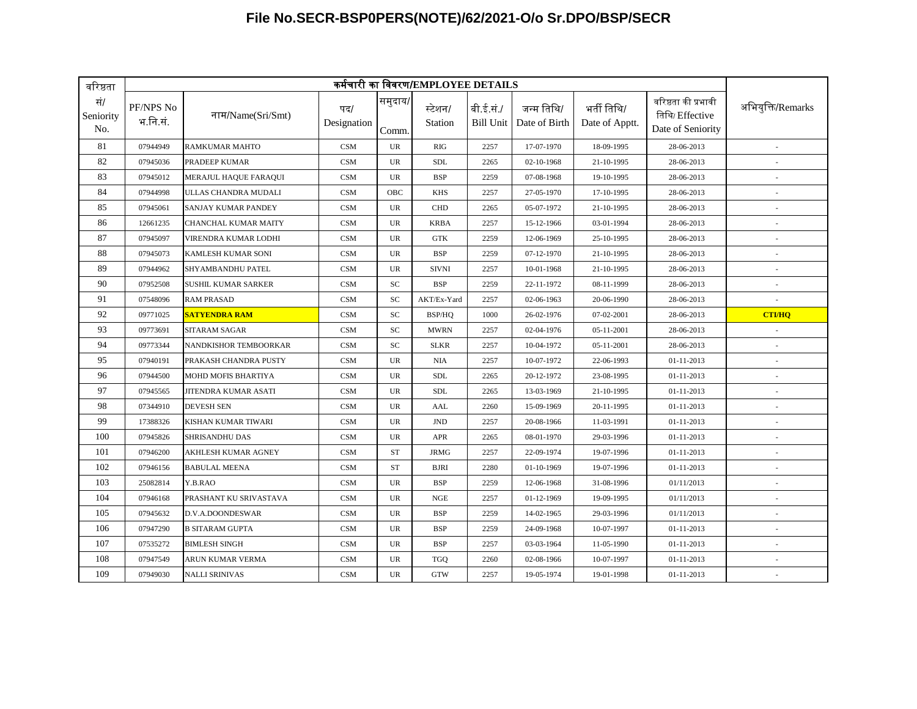**File No.SECR-BSP0PERS(NOTE)/62/2021-O/o Sr.DPO/BSP/SECR**

| वरिष्ठता | कर्मचारी का विवरण/EMPLOYEE DETAILS | | | | | | | | | |
|---|---|---|---|---|---|---|---|---|---|---|
| सं/ Seniority No. | PF/NPS No भ.नि.सं. | नाम/Name(Sri/Smt) | पद/ Designation | समुदाय/ Comm. | स्टेशन/ Station | बी.ई.सं./ Bill Unit | जन्म तिथि/ Date of Birth | भर्ती तिथि/ Date of Apptt. | वरिष्ठता की प्रभावी तिथि/ Effective Date of Seniority | अभियुक्ति/Remarks |
| 81 | 07944949 | RAMKUMAR MAHTO | CSM | UR | RIG | 2257 | 17-07-1970 | 18-09-1995 | 28-06-2013 | - |
| 82 | 07945036 | PRADEEP KUMAR | CSM | UR | SDL | 2265 | 02-10-1968 | 21-10-1995 | 28-06-2013 | - |
| 83 | 07945012 | MERAJUL HAQUE FARAQUI | CSM | UR | BSP | 2259 | 07-08-1968 | 19-10-1995 | 28-06-2013 | - |
| 84 | 07944998 | ULLAS CHANDRA MUDALI | CSM | OBC | KHS | 2257 | 27-05-1970 | 17-10-1995 | 28-06-2013 | - |
| 85 | 07945061 | SANJAY KUMAR PANDEY | CSM | UR | CHD | 2265 | 05-07-1972 | 21-10-1995 | 28-06-2013 | - |
| 86 | 12661235 | CHANCHAL KUMAR MAITY | CSM | UR | KRBA | 2257 | 15-12-1966 | 03-01-1994 | 28-06-2013 | - |
| 87 | 07945097 | VIRENDRA KUMAR LODHI | CSM | UR | GTK | 2259 | 12-06-1969 | 25-10-1995 | 28-06-2013 | - |
| 88 | 07945073 | KAMLESH KUMAR SONI | CSM | UR | BSP | 2259 | 07-12-1970 | 21-10-1995 | 28-06-2013 | - |
| 89 | 07944962 | SHYAMBANDHU PATEL | CSM | UR | SIVNI | 2257 | 10-01-1968 | 21-10-1995 | 28-06-2013 | - |
| 90 | 07952508 | SUSHIL KUMAR SARKER | CSM | SC | BSP | 2259 | 22-11-1972 | 08-11-1999 | 28-06-2013 | - |
| 91 | 07548096 | RAM PRASAD | CSM | SC | AKT/Ex-Yard | 2257 | 02-06-1963 | 20-06-1990 | 28-06-2013 | - |
| 92 | 09771025 | **SATYENDRA RAM** | CSM | SC | BSP/HQ | 1000 | 26-02-1976 | 07-02-2001 | 28-06-2013 | **CTI/HQ** |
| 93 | 09773691 | SITARAM SAGAR | CSM | SC | MWRN | 2257 | 02-04-1976 | 05-11-2001 | 28-06-2013 | - |
| 94 | 09773344 | NANDKISHOR TEMBOORKAR | CSM | SC | SLKR | 2257 | 10-04-1972 | 05-11-2001 | 28-06-2013 | - |
| 95 | 07940191 | PRAKASH CHANDRA PUSTY | CSM | UR | NIA | 2257 | 10-07-1972 | 22-06-1993 | 01-11-2013 | - |
| 96 | 07944500 | MOHD MOFIS BHARTIYA | CSM | UR | SDL | 2265 | 20-12-1972 | 23-08-1995 | 01-11-2013 | - |
| 97 | 07945565 | JITENDRA KUMAR ASATI | CSM | UR | SDL | 2265 | 13-03-1969 | 21-10-1995 | 01-11-2013 | - |
| 98 | 07344910 | DEVESH SEN | CSM | UR | AAL | 2260 | 15-09-1969 | 20-11-1995 | 01-11-2013 | - |
| 99 | 17388326 | KISHAN KUMAR TIWARI | CSM | UR | JND | 2257 | 20-08-1966 | 11-03-1991 | 01-11-2013 | - |
| 100 | 07945826 | SHRISANDHU DAS | CSM | UR | APR | 2265 | 08-01-1970 | 29-03-1996 | 01-11-2013 | - |
| 101 | 07946200 | AKHLESH KUMAR AGNEY | CSM | ST | JRMG | 2257 | 22-09-1974 | 19-07-1996 | 01-11-2013 | - |
| 102 | 07946156 | BABULAL MEENA | CSM | ST | BJRI | 2280 | 01-10-1969 | 19-07-1996 | 01-11-2013 | - |
| 103 | 25082814 | Y.B.RAO | CSM | UR | BSP | 2259 | 12-06-1968 | 31-08-1996 | 01/11/2013 | - |
| 104 | 07946168 | PRASHANT KU SRIVASTAVA | CSM | UR | NGE | 2257 | 01-12-1969 | 19-09-1995 | 01/11/2013 | - |
| 105 | 07945632 | D.V.A.DOONDESWAR | CSM | UR | BSP | 2259 | 14-02-1965 | 29-03-1996 | 01/11/2013 | - |
| 106 | 07947290 | B SITARAM GUPTA | CSM | UR | BSP | 2259 | 24-09-1968 | 10-07-1997 | 01-11-2013 | - |
| 107 | 07535272 | BIMLESH SINGH | CSM | UR | BSP | 2257 | 03-03-1964 | 11-05-1990 | 01-11-2013 | - |
| 108 | 07947549 | ARUN KUMAR VERMA | CSM | UR | TGQ | 2260 | 02-08-1966 | 10-07-1997 | 01-11-2013 | - |
| 109 | 07949030 | NALLI SRINIVAS | CSM | UR | GTW | 2257 | 19-05-1974 | 19-01-1998 | 01-11-2013 | - |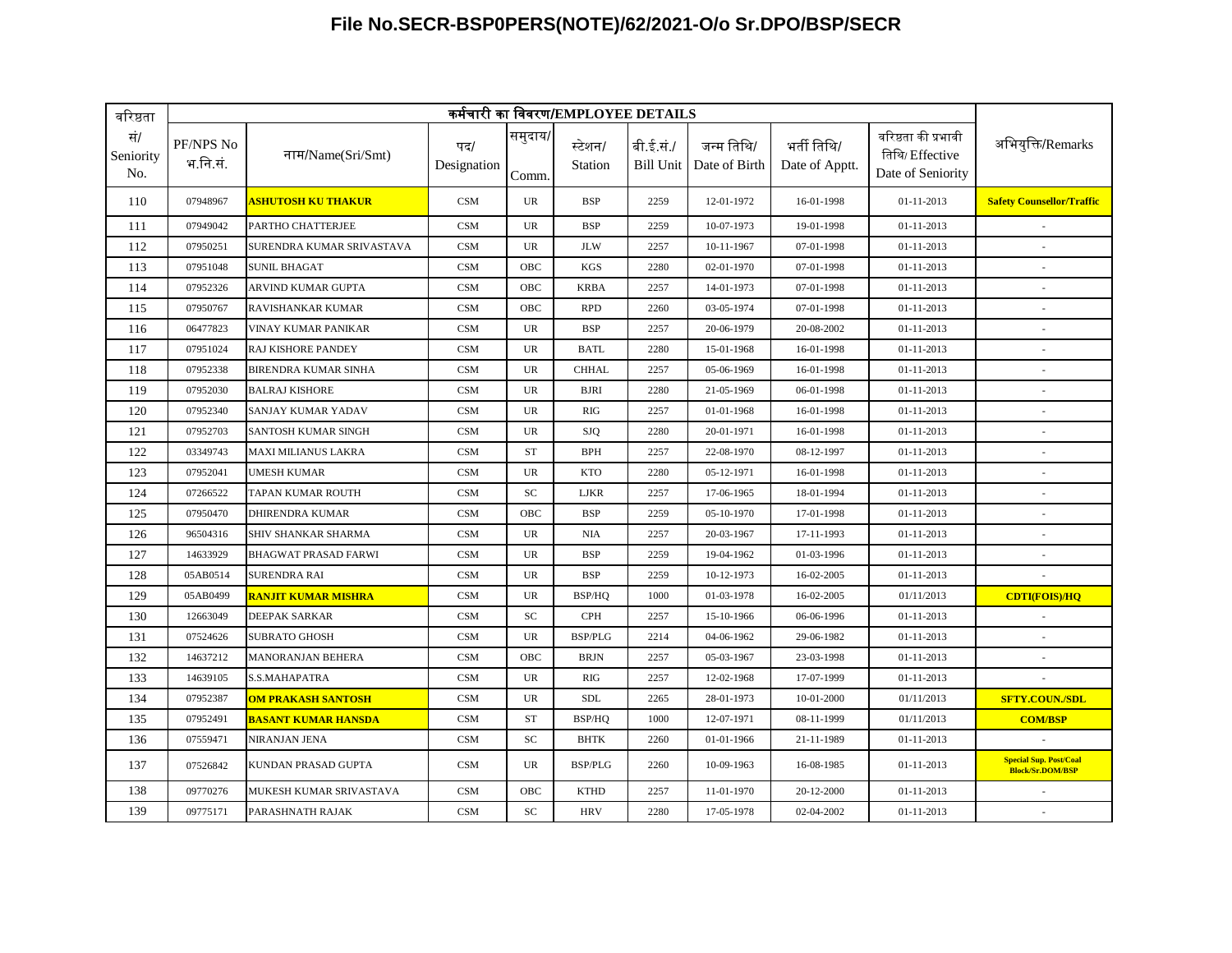# File No.SECR-BSP0PERS(NOTE)/62/2021-O/o Sr.DPO/BSP/SECR

| वरिष्ठता सं/ Seniority No. | कर्मचारी का विवरण/EMPLOYEE DETAILS | | | | | | | | | अभियुक्ति/Remarks |
|---|---|---|---|---|---|---|---|---|---|---|
| | PF/NPS No भ.नि.सं. | नाम/Name(Sri/Smt) | पद/ Designation | समुदाय/ Comm. | स्टेशन/ Station | बी.ई.सं./ Bill Unit | जन्म तिथि/ Date of Birth | भर्ती तिथि/ Date of Apptt. | वरिष्ठता की प्रभावी तिथि/ Effective Date of Seniority | |
| 110 | 07948967 | **ASHUTOSH KU THAKUR** | CSM | UR | BSP | 2259 | 12-01-1972 | 16-01-1998 | 01-11-2013 | **Safety Counsellor/Traffic** |
| 111 | 07949042 | PARTHO CHATTERJEE | CSM | UR | BSP | 2259 | 10-07-1973 | 19-01-1998 | 01-11-2013 | - |
| 112 | 07950251 | SURENDRA KUMAR SRIVASTAVA | CSM | UR | JLW | 2257 | 10-11-1967 | 07-01-1998 | 01-11-2013 | - |
| 113 | 07951048 | SUNIL BHAGAT | CSM | OBC | KGS | 2280 | 02-01-1970 | 07-01-1998 | 01-11-2013 | - |
| 114 | 07952326 | ARVIND KUMAR GUPTA | CSM | OBC | KRBA | 2257 | 14-01-1973 | 07-01-1998 | 01-11-2013 | - |
| 115 | 07950767 | RAVISHANKAR KUMAR | CSM | OBC | RPD | 2260 | 03-05-1974 | 07-01-1998 | 01-11-2013 | - |
| 116 | 06477823 | VINAY KUMAR PANIKAR | CSM | UR | BSP | 2257 | 20-06-1979 | 20-08-2002 | 01-11-2013 | - |
| 117 | 07951024 | RAJ KISHORE PANDEY | CSM | UR | BATL | 2280 | 15-01-1968 | 16-01-1998 | 01-11-2013 | - |
| 118 | 07952338 | BIRENDRA KUMAR SINHA | CSM | UR | CHHAL | 2257 | 05-06-1969 | 16-01-1998 | 01-11-2013 | - |
| 119 | 07952030 | BALRAJ KISHORE | CSM | UR | BJRI | 2280 | 21-05-1969 | 06-01-1998 | 01-11-2013 | - |
| 120 | 07952340 | SANJAY KUMAR YADAV | CSM | UR | RIG | 2257 | 01-01-1968 | 16-01-1998 | 01-11-2013 | - |
| 121 | 07952703 | SANTOSH KUMAR SINGH | CSM | UR | SJQ | 2280 | 20-01-1971 | 16-01-1998 | 01-11-2013 | - |
| 122 | 03349743 | MAXI MILIANUS LAKRA | CSM | ST | BPH | 2257 | 22-08-1970 | 08-12-1997 | 01-11-2013 | - |
| 123 | 07952041 | UMESH KUMAR | CSM | UR | KTO | 2280 | 05-12-1971 | 16-01-1998 | 01-11-2013 | - |
| 124 | 07266522 | TAPAN KUMAR ROUTH | CSM | SC | LJKR | 2257 | 17-06-1965 | 18-01-1994 | 01-11-2013 | - |
| 125 | 07950470 | DHIRENDRA KUMAR | CSM | OBC | BSP | 2259 | 05-10-1970 | 17-01-1998 | 01-11-2013 | - |
| 126 | 96504316 | SHIV SHANKAR SHARMA | CSM | UR | NIA | 2257 | 20-03-1967 | 17-11-1993 | 01-11-2013 | - |
| 127 | 14633929 | BHAGWAT PRASAD FARWI | CSM | UR | BSP | 2259 | 19-04-1962 | 01-03-1996 | 01-11-2013 | - |
| 128 | 05AB0514 | SURENDRA RAI | CSM | UR | BSP | 2259 | 10-12-1973 | 16-02-2005 | 01-11-2013 | - |
| 129 | 05AB0499 | **RANJIT KUMAR MISHRA** | CSM | UR | BSP/HQ | 1000 | 01-03-1978 | 16-02-2005 | 01/11/2013 | **CDTI(FOIS)/HQ** |
| 130 | 12663049 | DEEPAK SARKAR | CSM | SC | CPH | 2257 | 15-10-1966 | 06-06-1996 | 01-11-2013 | - |
| 131 | 07524626 | SUBRATO GHOSH | CSM | UR | BSP/PLG | 2214 | 04-06-1962 | 29-06-1982 | 01-11-2013 | - |
| 132 | 14637212 | MANORANJAN BEHERA | CSM | OBC | BRJN | 2257 | 05-03-1967 | 23-03-1998 | 01-11-2013 | - |
| 133 | 14639105 | S.S.MAHAPATRA | CSM | UR | RIG | 2257 | 12-02-1968 | 17-07-1999 | 01-11-2013 | - |
| 134 | 07952387 | **OM PRAKASH SANTOSH** | CSM | UR | SDL | 2265 | 28-01-1973 | 10-01-2000 | 01/11/2013 | **SFTY.COUN./SDL** |
| 135 | 07952491 | **BASANT KUMAR HANSDA** | CSM | ST | BSP/HQ | 1000 | 12-07-1971 | 08-11-1999 | 01/11/2013 | **COM/BSP** |
| 136 | 07559471 | NIRANJAN JENA | CSM | SC | BHTK | 2260 | 01-01-1966 | 21-11-1989 | 01-11-2013 | - |
| 137 | 07526842 | KUNDAN PRASAD GUPTA | CSM | UR | BSP/PLG | 2260 | 10-09-1963 | 16-08-1985 | 01-11-2013 | **Special Sup. Post/Coal Block/Sr.DOM/BSP** |
| 138 | 09770276 | MUKESH KUMAR SRIVASTAVA | CSM | OBC | KTHD | 2257 | 11-01-1970 | 20-12-2000 | 01-11-2013 | - |
| 139 | 09775171 | PARASHNATH RAJAK | CSM | SC | HRV | 2280 | 17-05-1978 | 02-04-2002 | 01-11-2013 | - |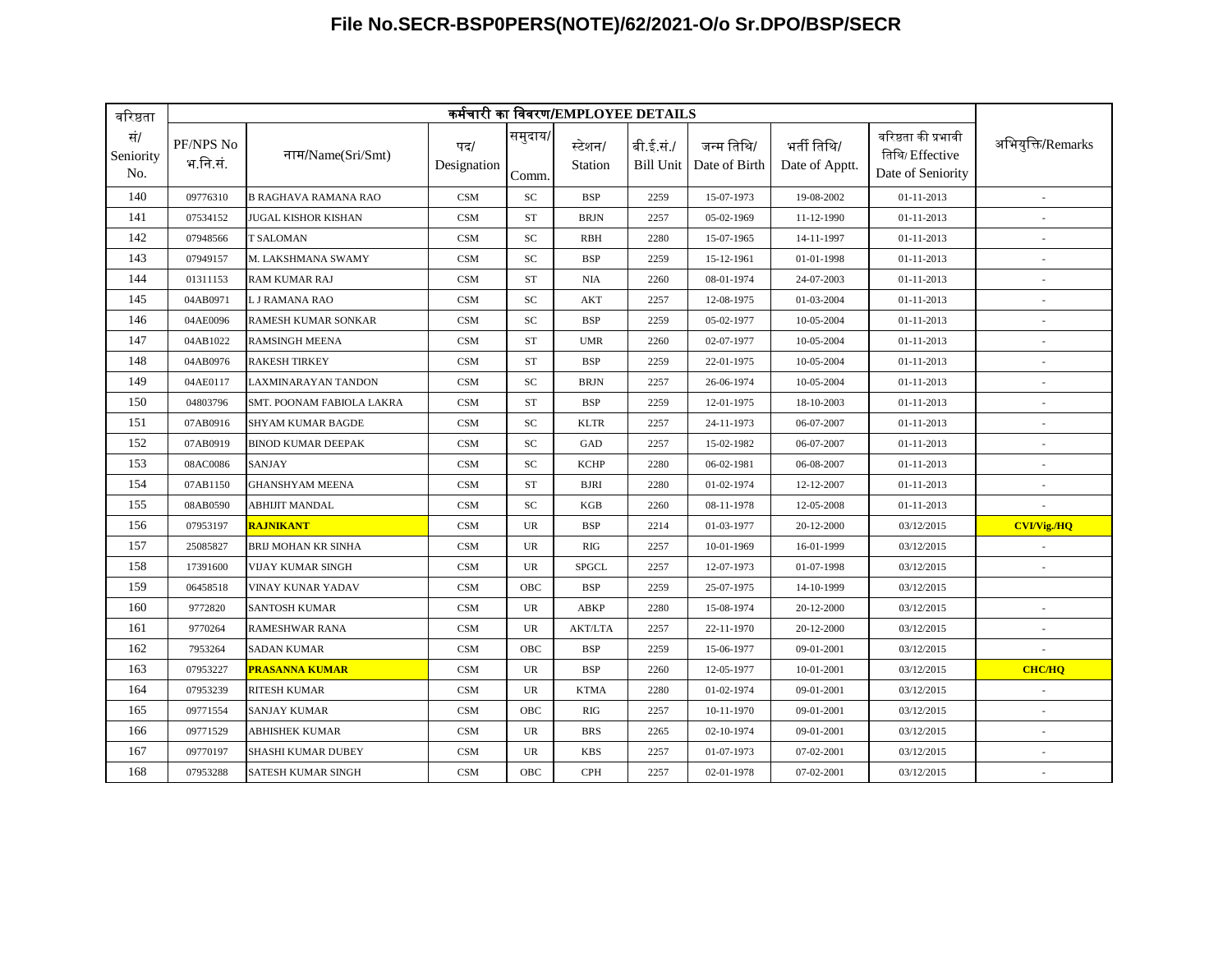# File No.SECR-BSP0PERS(NOTE)/62/2021-O/o Sr.DPO/BSP/SECR

| वरिष्ठता | कर्मचारी का विवरण/EMPLOYEE DETAILS | | | | | | | | | |
|---|---|---|---|---|---|---|---|---|---|---|
| सं/ Seniority No. | PF/NPS No भ.नि.सं. | नाम/Name(Sri/Smt) | पद/ Designation | समुदाय/ Comm. | स्टेशन/ Station | बी.ई.सं./ Bill Unit | जन्म तिथि/ Date of Birth | भर्ती तिथि/ Date of Apptt. | वरिष्ठता की प्रभावी तिथि/ Effective Date of Seniority | अभियुक्ति/Remarks |
| 140 | 09776310 | B RAGHAVA RAMANA RAO | CSM | SC | BSP | 2259 | 15-07-1973 | 19-08-2002 | 01-11-2013 | - |
| 141 | 07534152 | JUGAL KISHOR KISHAN | CSM | ST | BRJN | 2257 | 05-02-1969 | 11-12-1990 | 01-11-2013 | - |
| 142 | 07948566 | T SALOMAN | CSM | SC | RBH | 2280 | 15-07-1965 | 14-11-1997 | 01-11-2013 | - |
| 143 | 07949157 | M. LAKSHMANA SWAMY | CSM | SC | BSP | 2259 | 15-12-1961 | 01-01-1998 | 01-11-2013 | - |
| 144 | 01311153 | RAM KUMAR RAJ | CSM | ST | NIA | 2260 | 08-01-1974 | 24-07-2003 | 01-11-2013 | - |
| 145 | 04AB0971 | L J RAMANA RAO | CSM | SC | AKT | 2257 | 12-08-1975 | 01-03-2004 | 01-11-2013 | - |
| 146 | 04AE0096 | RAMESH KUMAR SONKAR | CSM | SC | BSP | 2259 | 05-02-1977 | 10-05-2004 | 01-11-2013 | - |
| 147 | 04AB1022 | RAMSINGH MEENA | CSM | ST | UMR | 2260 | 02-07-1977 | 10-05-2004 | 01-11-2013 | - |
| 148 | 04AB0976 | RAKESH TIRKEY | CSM | ST | BSP | 2259 | 22-01-1975 | 10-05-2004 | 01-11-2013 | - |
| 149 | 04AE0117 | LAXMINARAYAN TANDON | CSM | SC | BRJN | 2257 | 26-06-1974 | 10-05-2004 | 01-11-2013 | - |
| 150 | 04803796 | SMT. POONAM FABIOLA LAKRA | CSM | ST | BSP | 2259 | 12-01-1975 | 18-10-2003 | 01-11-2013 | - |
| 151 | 07AB0916 | SHYAM KUMAR BAGDE | CSM | SC | KLTR | 2257 | 24-11-1973 | 06-07-2007 | 01-11-2013 | - |
| 152 | 07AB0919 | BINOD KUMAR DEEPAK | CSM | SC | GAD | 2257 | 15-02-1982 | 06-07-2007 | 01-11-2013 | - |
| 153 | 08AC0086 | SANJAY | CSM | SC | KCHP | 2280 | 06-02-1981 | 06-08-2007 | 01-11-2013 | - |
| 154 | 07AB1150 | GHANSHYAM MEENA | CSM | ST | BJRI | 2280 | 01-02-1974 | 12-12-2007 | 01-11-2013 | - |
| 155 | 08AB0590 | ABHIJIT MANDAL | CSM | SC | KGB | 2260 | 08-11-1978 | 12-05-2008 | 01-11-2013 | - |
| 156 | 07953197 | **RAJNIKANT** | CSM | UR | BSP | 2214 | 01-03-1977 | 20-12-2000 | 03/12/2015 | **CVI/Vig./HQ** |
| 157 | 25085827 | BRIJ MOHAN KR SINHA | CSM | UR | RIG | 2257 | 10-01-1969 | 16-01-1999 | 03/12/2015 | - |
| 158 | 17391600 | VIJAY KUMAR SINGH | CSM | UR | SPGCL | 2257 | 12-07-1973 | 01-07-1998 | 03/12/2015 | - |
| 159 | 06458518 | VINAY KUNAR YADAV | CSM | OBC | BSP | 2259 | 25-07-1975 | 14-10-1999 | 03/12/2015 | |
| 160 | 9772820 | SANTOSH KUMAR | CSM | UR | ABKP | 2280 | 15-08-1974 | 20-12-2000 | 03/12/2015 | - |
| 161 | 9770264 | RAMESHWAR RANA | CSM | UR | AKT/LTA | 2257 | 22-11-1970 | 20-12-2000 | 03/12/2015 | - |
| 162 | 7953264 | SADAN KUMAR | CSM | OBC | BSP | 2259 | 15-06-1977 | 09-01-2001 | 03/12/2015 | - |
| 163 | 07953227 | **PRASANNA KUMAR** | CSM | UR | BSP | 2260 | 12-05-1977 | 10-01-2001 | 03/12/2015 | **CHC/HQ** |
| 164 | 07953239 | RITESH KUMAR | CSM | UR | KTMA | 2280 | 01-02-1974 | 09-01-2001 | 03/12/2015 | - |
| 165 | 09771554 | SANJAY KUMAR | CSM | OBC | RIG | 2257 | 10-11-1970 | 09-01-2001 | 03/12/2015 | - |
| 166 | 09771529 | ABHISHEK KUMAR | CSM | UR | BRS | 2265 | 02-10-1974 | 09-01-2001 | 03/12/2015 | - |
| 167 | 09770197 | SHASHI KUMAR DUBEY | CSM | UR | KBS | 2257 | 01-07-1973 | 07-02-2001 | 03/12/2015 | - |
| 168 | 07953288 | SATESH KUMAR SINGH | CSM | OBC | CPH | 2257 | 02-01-1978 | 07-02-2001 | 03/12/2015 | - |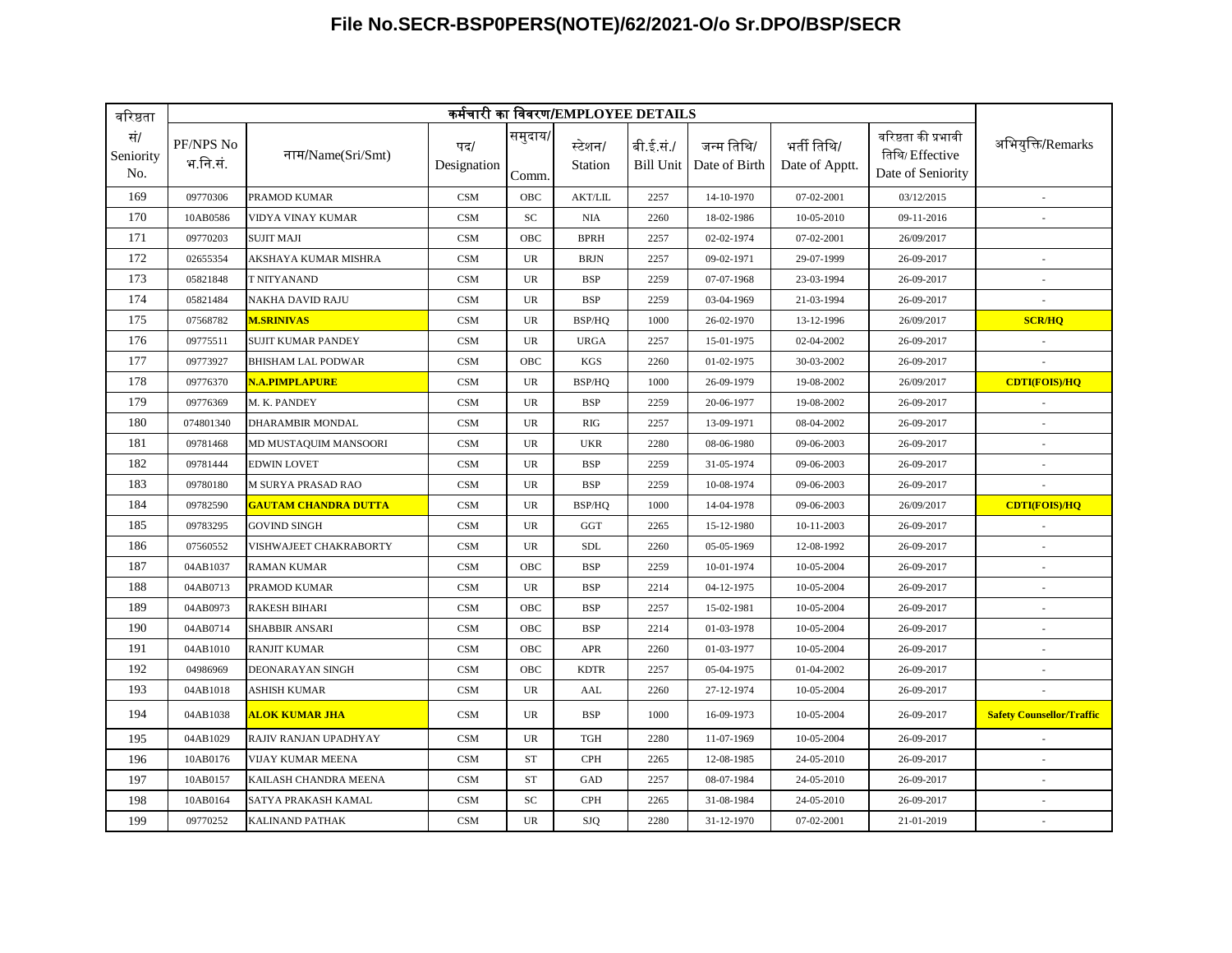**File No.SECR-BSP0PERS(NOTE)/62/2021-O/o Sr.DPO/BSP/SECR**

| वरिष्ठता सं/ Seniority No. | कर्मचारी का विवरण/EMPLOYEE DETAILS | | | | | | | | | अभियुक्ति/Remarks |
|---|---|---|---|---|---|---|---|---|---|---|
| | PF/NPS No भ.नि.सं. | नाम/Name(Sri/Smt) | पद/ Designation | समुदाय/ Comm. | स्टेशन/ Station | बी.ई.सं./ Bill Unit | जन्म तिथि/ Date of Birth | भर्ती तिथि/ Date of Apptt. | वरिष्ठता की प्रभावी तिथि/ Effective Date of Seniority | |
| 169 | 09770306 | PRAMOD KUMAR | CSM | OBC | AKT/LIL | 2257 | 14-10-1970 | 07-02-2001 | 03/12/2015 | - |
| 170 | 10AB0586 | VIDYA VINAY KUMAR | CSM | SC | NIA | 2260 | 18-02-1986 | 10-05-2010 | 09-11-2016 | - |
| 171 | 09770203 | SUJIT MAJI | CSM | OBC | BPRH | 2257 | 02-02-1974 | 07-02-2001 | 26/09/2017 | |
| 172 | 02655354 | AKSHAYA KUMAR MISHRA | CSM | UR | BRJN | 2257 | 09-02-1971 | 29-07-1999 | 26-09-2017 | - |
| 173 | 05821848 | T NITYANAND | CSM | UR | BSP | 2259 | 07-07-1968 | 23-03-1994 | 26-09-2017 | - |
| 174 | 05821484 | NAKHA DAVID RAJU | CSM | UR | BSP | 2259 | 03-04-1969 | 21-03-1994 | 26-09-2017 | - |
| 175 | 07568782 | **M.SRINIVAS** | CSM | UR | BSP/HQ | 1000 | 26-02-1970 | 13-12-1996 | 26/09/2017 | **SCR/HQ** |
| 176 | 09775511 | SUJIT KUMAR PANDEY | CSM | UR | URGA | 2257 | 15-01-1975 | 02-04-2002 | 26-09-2017 | - |
| 177 | 09773927 | BHISHAM LAL PODWAR | CSM | OBC | KGS | 2260 | 01-02-1975 | 30-03-2002 | 26-09-2017 | - |
| 178 | 09776370 | **N.A.PIMPLAPURE** | CSM | UR | BSP/HQ | 1000 | 26-09-1979 | 19-08-2002 | 26/09/2017 | **CDTI(FOIS)/HQ** |
| 179 | 09776369 | M. K. PANDEY | CSM | UR | BSP | 2259 | 20-06-1977 | 19-08-2002 | 26-09-2017 | - |
| 180 | 074801340 | DHARAMBIR MONDAL | CSM | UR | RIG | 2257 | 13-09-1971 | 08-04-2002 | 26-09-2017 | - |
| 181 | 09781468 | MD MUSTAQUIM MANSOORI | CSM | UR | UKR | 2280 | 08-06-1980 | 09-06-2003 | 26-09-2017 | - |
| 182 | 09781444 | EDWIN LOVET | CSM | UR | BSP | 2259 | 31-05-1974 | 09-06-2003 | 26-09-2017 | - |
| 183 | 09780180 | M SURYA PRASAD RAO | CSM | UR | BSP | 2259 | 10-08-1974 | 09-06-2003 | 26-09-2017 | - |
| 184 | 09782590 | **GAUTAM CHANDRA DUTTA** | CSM | UR | BSP/HQ | 1000 | 14-04-1978 | 09-06-2003 | 26/09/2017 | **CDTI(FOIS)/HQ** |
| 185 | 09783295 | GOVIND SINGH | CSM | UR | GGT | 2265 | 15-12-1980 | 10-11-2003 | 26-09-2017 | - |
| 186 | 07560552 | VISHWAJEET CHAKRABORTY | CSM | UR | SDL | 2260 | 05-05-1969 | 12-08-1992 | 26-09-2017 | - |
| 187 | 04AB1037 | RAMAN KUMAR | CSM | OBC | BSP | 2259 | 10-01-1974 | 10-05-2004 | 26-09-2017 | - |
| 188 | 04AB0713 | PRAMOD KUMAR | CSM | UR | BSP | 2214 | 04-12-1975 | 10-05-2004 | 26-09-2017 | - |
| 189 | 04AB0973 | RAKESH BIHARI | CSM | OBC | BSP | 2257 | 15-02-1981 | 10-05-2004 | 26-09-2017 | - |
| 190 | 04AB0714 | SHABBIR ANSARI | CSM | OBC | BSP | 2214 | 01-03-1978 | 10-05-2004 | 26-09-2017 | - |
| 191 | 04AB1010 | RANJIT KUMAR | CSM | OBC | APR | 2260 | 01-03-1977 | 10-05-2004 | 26-09-2017 | - |
| 192 | 04986969 | DEONARAYAN SINGH | CSM | OBC | KDTR | 2257 | 05-04-1975 | 01-04-2002 | 26-09-2017 | - |
| 193 | 04AB1018 | ASHISH KUMAR | CSM | UR | AAL | 2260 | 27-12-1974 | 10-05-2004 | 26-09-2017 | - |
| 194 | 04AB1038 | **ALOK KUMAR JHA** | CSM | UR | BSP | 1000 | 16-09-1973 | 10-05-2004 | 26-09-2017 | **Safety Counsellor/Traffic** |
| 195 | 04AB1029 | RAJIV RANJAN UPADHYAY | CSM | UR | TGH | 2280 | 11-07-1969 | 10-05-2004 | 26-09-2017 | - |
| 196 | 10AB0176 | VIJAY KUMAR MEENA | CSM | ST | CPH | 2265 | 12-08-1985 | 24-05-2010 | 26-09-2017 | - |
| 197 | 10AB0157 | KAILASH CHANDRA MEENA | CSM | ST | GAD | 2257 | 08-07-1984 | 24-05-2010 | 26-09-2017 | - |
| 198 | 10AB0164 | SATYA PRAKASH KAMAL | CSM | SC | CPH | 2265 | 31-08-1984 | 24-05-2010 | 26-09-2017 | - |
| 199 | 09770252 | KALINAND PATHAK | CSM | UR | SJQ | 2280 | 31-12-1970 | 07-02-2001 | 21-01-2019 | - |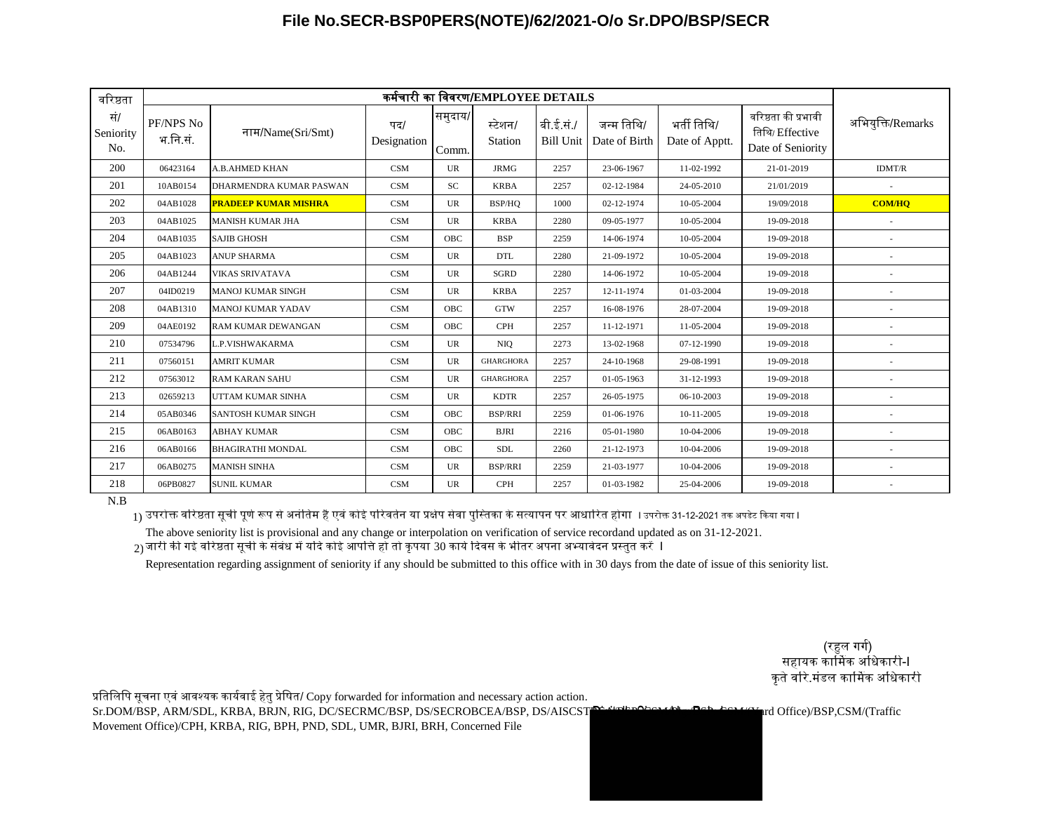# File No.SECR-BSP0PERS(NOTE)/62/2021-O/o Sr.DPO/BSP/SECR

| वरिष्ठता सं/ Seniority No. | कर्मचारी का विवरण/EMPLOYEE DETAILS | | | | | | | | | अभियुक्ति/Remarks |
|---|---|---|---|---|---|---|---|---|---|---|
| | PF/NPS No भ.नि.सं. | नाम/Name(Sri/Smt) | पद/ Designation | समुदाय/ Comm. | स्टेशन/ Station | बी.ई.सं./ Bill Unit | जन्म तिथि/ Date of Birth | भर्ती तिथि/ Date of Apptt. | वरिष्ठता की प्रभावी तिथि/ Effective Date of Seniority | |
| 200 | 06423164 | A.B.AHMED KHAN | CSM | UR | JRMG | 2257 | 23-06-1967 | 11-02-1992 | 21-01-2019 | IDMT/R |
| 201 | 10AB0154 | DHARMENDRA KUMAR PASWAN | CSM | SC | KRBA | 2257 | 02-12-1984 | 24-05-2010 | 21/01/2019 | - |
| 202 | 04AB1028 | **PRADEEP KUMAR MISHRA** | CSM | UR | BSP/HQ | 1000 | 02-12-1974 | 10-05-2004 | 19/09/2018 | **COM/HQ** |
| 203 | 04AB1025 | MANISH KUMAR JHA | CSM | UR | KRBA | 2280 | 09-05-1977 | 10-05-2004 | 19-09-2018 | - |
| 204 | 04AB1035 | SAJIB GHOSH | CSM | OBC | BSP | 2259 | 14-06-1974 | 10-05-2004 | 19-09-2018 | - |
| 205 | 04AB1023 | ANUP SHARMA | CSM | UR | DTL | 2280 | 21-09-1972 | 10-05-2004 | 19-09-2018 | - |
| 206 | 04AB1244 | VIKAS SRIVATAVA | CSM | UR | SGRD | 2280 | 14-06-1972 | 10-05-2004 | 19-09-2018 | - |
| 207 | 04ID0219 | MANOJ KUMAR SINGH | CSM | UR | KRBA | 2257 | 12-11-1974 | 01-03-2004 | 19-09-2018 | - |
| 208 | 04AB1310 | MANOJ KUMAR YADAV | CSM | OBC | GTW | 2257 | 16-08-1976 | 28-07-2004 | 19-09-2018 | - |
| 209 | 04AE0192 | RAM KUMAR DEWANGAN | CSM | OBC | CPH | 2257 | 11-12-1971 | 11-05-2004 | 19-09-2018 | - |
| 210 | 07534796 | L.P.VISHWAKARMA | CSM | UR | NIQ | 2273 | 13-02-1968 | 07-12-1990 | 19-09-2018 | - |
| 211 | 07560151 | AMRIT KUMAR | CSM | UR | GHARGHORA | 2257 | 24-10-1968 | 29-08-1991 | 19-09-2018 | - |
| 212 | 07563012 | RAM KARAN SAHU | CSM | UR | GHARGHORA | 2257 | 01-05-1963 | 31-12-1993 | 19-09-2018 | - |
| 213 | 02659213 | UTTAM KUMAR SINHA | CSM | UR | KDTR | 2257 | 26-05-1975 | 06-10-2003 | 19-09-2018 | - |
| 214 | 05AB0346 | SANTOSH KUMAR SINGH | CSM | OBC | BSP/RRI | 2259 | 01-06-1976 | 10-11-2005 | 19-09-2018 | - |
| 215 | 06AB0163 | ABHAY KUMAR | CSM | OBC | BJRI | 2216 | 05-01-1980 | 10-04-2006 | 19-09-2018 | - |
| 216 | 06AB0166 | BHAGIRATHI MONDAL | CSM | OBC | SDL | 2260 | 21-12-1973 | 10-04-2006 | 19-09-2018 | - |
| 217 | 06AB0275 | MANISH SINHA | CSM | UR | BSP/RRI | 2259 | 21-03-1977 | 10-04-2006 | 19-09-2018 | - |
| 218 | 06PB0827 | SUNIL KUMAR | CSM | UR | CPH | 2257 | 01-03-1982 | 25-04-2006 | 19-09-2018 | - |

N.B

1) उपरोक्त वरिष्ठता सूची पूर्ण रूप से अनंतिम है एवं कोई परिवर्तन या प्रक्षेप सेवा पुस्तिका के सत्यापन पर आधारित होगा । उपरोक्त 31-12-2021 तक अपडेट किया गया।

The above seniority list is provisional and any change or interpolation on verification of service recordand updated as on 31-12-2021.

2) जारी की गई वरिष्ठता सूची के संबंध में यदि कोई आपत्ति हो तो कृपया 30 कार्य दिवस के भीतर अपना अभ्यावेदन प्रस्तुत करें ।

Representation regarding assignment of seniority if any should be submitted to this office with in 30 days from the date of issue of this seniority list.

(रहुल गर्ग)
सहायक कार्मिक अधिकारी-I
कृते वरि.मंडल कार्मिक अधिकारी

प्रतिलिपि सूचना एवं आवश्यक कार्यवाई हेतु प्रेषित/ Copy forwarded for information and necessary action action.
Sr.DOM/BSP, ARM/SDL, KRBA, BRJN, RIG, DC/SECRMC/BSP, DS/SECROBCEA/BSP, DS/AISCST... ...rd Office)/BSP,CSM/(Traffic Movement Office)/CPH, KRBA, RIG, BPH, PND, SDL, UMR, BJRI, BRH, Concerned File